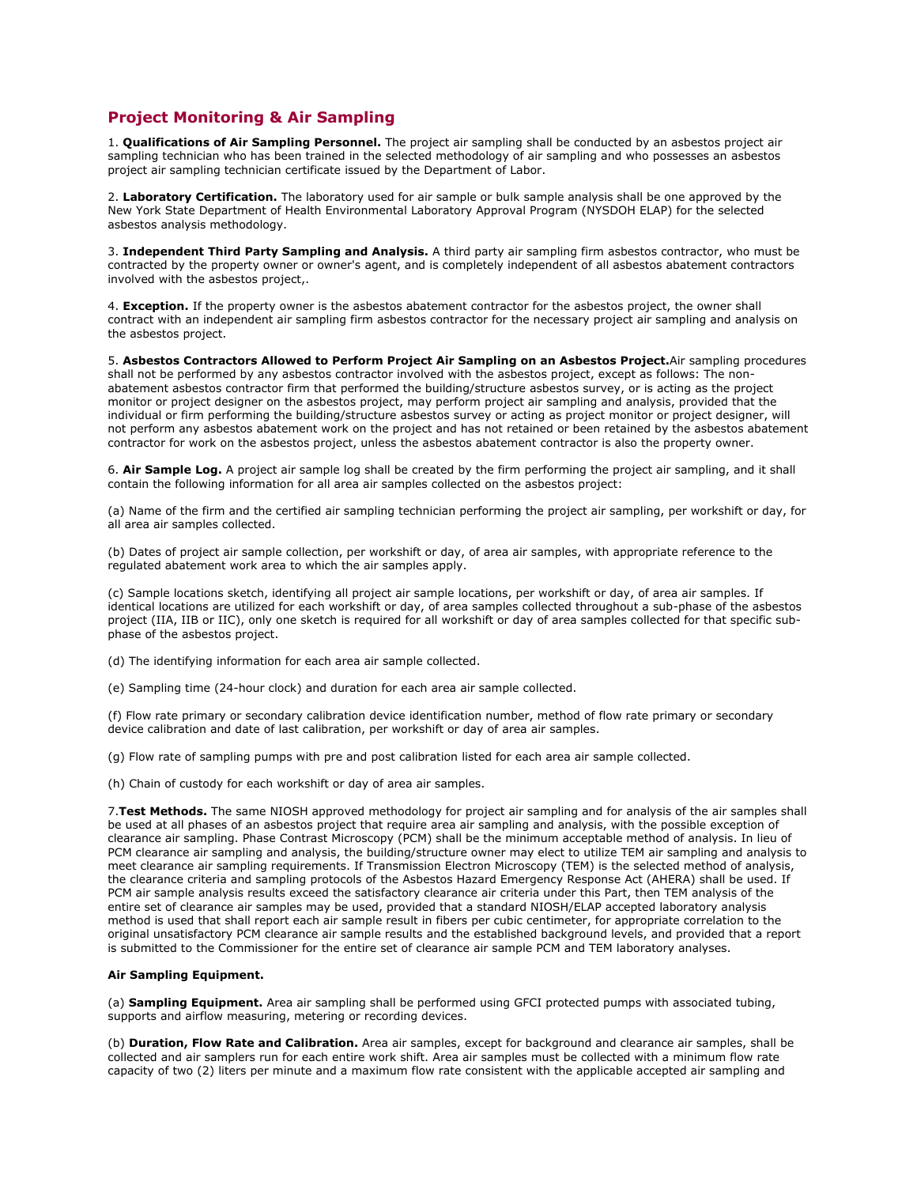## Project Monitoring & Air Sampling

1. **Qualifications of Air Sampling Personnel.** The project air sampling shall be conducted by an asbestos project air sampling technician who has been trained in the selected methodology of air sampling and who possesses an asbestos project air sampling technician certificate issued by the Department of Labor.

2. **Laboratory Certification.** The laboratory used for air sample or bulk sample analysis shall be one approved by the New York State Department of Health Environmental Laboratory Approval Program (NYSDOH ELAP) for the selected asbestos analysis methodology.

3. **Independent Third Party Sampling and Analysis.** A third party air sampling firm asbestos contractor, who must be contracted by the property owner or owner's agent, and is completely independent of all asbestos abatement contractors involved with the asbestos project,.

4. **Exception.** If the property owner is the asbestos abatement contractor for the asbestos project, the owner shall contract with an independent air sampling firm asbestos contractor for the necessary project air sampling and analysis on the asbestos project.

5. **Asbestos Contractors Allowed to Perform Project Air Sampling on an Asbestos Project.**Air sampling procedures shall not be performed by any asbestos contractor involved with the asbestos project, except as follows: The non-abatement asbestos contractor firm that performed the building/structure asbestos survey, or is acting as the project monitor or project designer on the asbestos project, may perform project air sampling and analysis, provided that the individual or firm performing the building/structure asbestos survey or acting as project monitor or project designer, will not perform any asbestos abatement work on the project and has not retained or been retained by the asbestos abatement contractor for work on the asbestos project, unless the asbestos abatement contractor is also the property owner.

6. **Air Sample Log.** A project air sample log shall be created by the firm performing the project air sampling, and it shall contain the following information for all area air samples collected on the asbestos project:

(a) Name of the firm and the certified air sampling technician performing the project air sampling, per workshift or day, for all area air samples collected.

(b) Dates of project air sample collection, per workshift or day, of area air samples, with appropriate reference to the regulated abatement work area to which the air samples apply.

(c) Sample locations sketch, identifying all project air sample locations, per workshift or day, of area air samples. If identical locations are utilized for each workshift or day, of area samples collected throughout a sub-phase of the asbestos project (IIA, IIB or IIC), only one sketch is required for all workshift or day of area samples collected for that specific sub-phase of the asbestos project.

(d) The identifying information for each area air sample collected.

(e) Sampling time (24-hour clock) and duration for each area air sample collected.

(f) Flow rate primary or secondary calibration device identification number, method of flow rate primary or secondary device calibration and date of last calibration, per workshift or day of area air samples.

(g) Flow rate of sampling pumps with pre and post calibration listed for each area air sample collected.

(h) Chain of custody for each workshift or day of area air samples.

7.**Test Methods.** The same NIOSH approved methodology for project air sampling and for analysis of the air samples shall be used at all phases of an asbestos project that require area air sampling and analysis, with the possible exception of clearance air sampling. Phase Contrast Microscopy (PCM) shall be the minimum acceptable method of analysis. In lieu of PCM clearance air sampling and analysis, the building/structure owner may elect to utilize TEM air sampling and analysis to meet clearance air sampling requirements. If Transmission Electron Microscopy (TEM) is the selected method of analysis, the clearance criteria and sampling protocols of the Asbestos Hazard Emergency Response Act (AHERA) shall be used. If PCM air sample analysis results exceed the satisfactory clearance air criteria under this Part, then TEM analysis of the entire set of clearance air samples may be used, provided that a standard NIOSH/ELAP accepted laboratory analysis method is used that shall report each air sample result in fibers per cubic centimeter, for appropriate correlation to the original unsatisfactory PCM clearance air sample results and the established background levels, and provided that a report is submitted to the Commissioner for the entire set of clearance air sample PCM and TEM laboratory analyses.

**Air Sampling Equipment.**

(a) **Sampling Equipment.** Area air sampling shall be performed using GFCI protected pumps with associated tubing, supports and airflow measuring, metering or recording devices.

(b) **Duration, Flow Rate and Calibration.** Area air samples, except for background and clearance air samples, shall be collected and air samplers run for each entire work shift. Area air samples must be collected with a minimum flow rate capacity of two (2) liters per minute and a maximum flow rate consistent with the applicable accepted air sampling and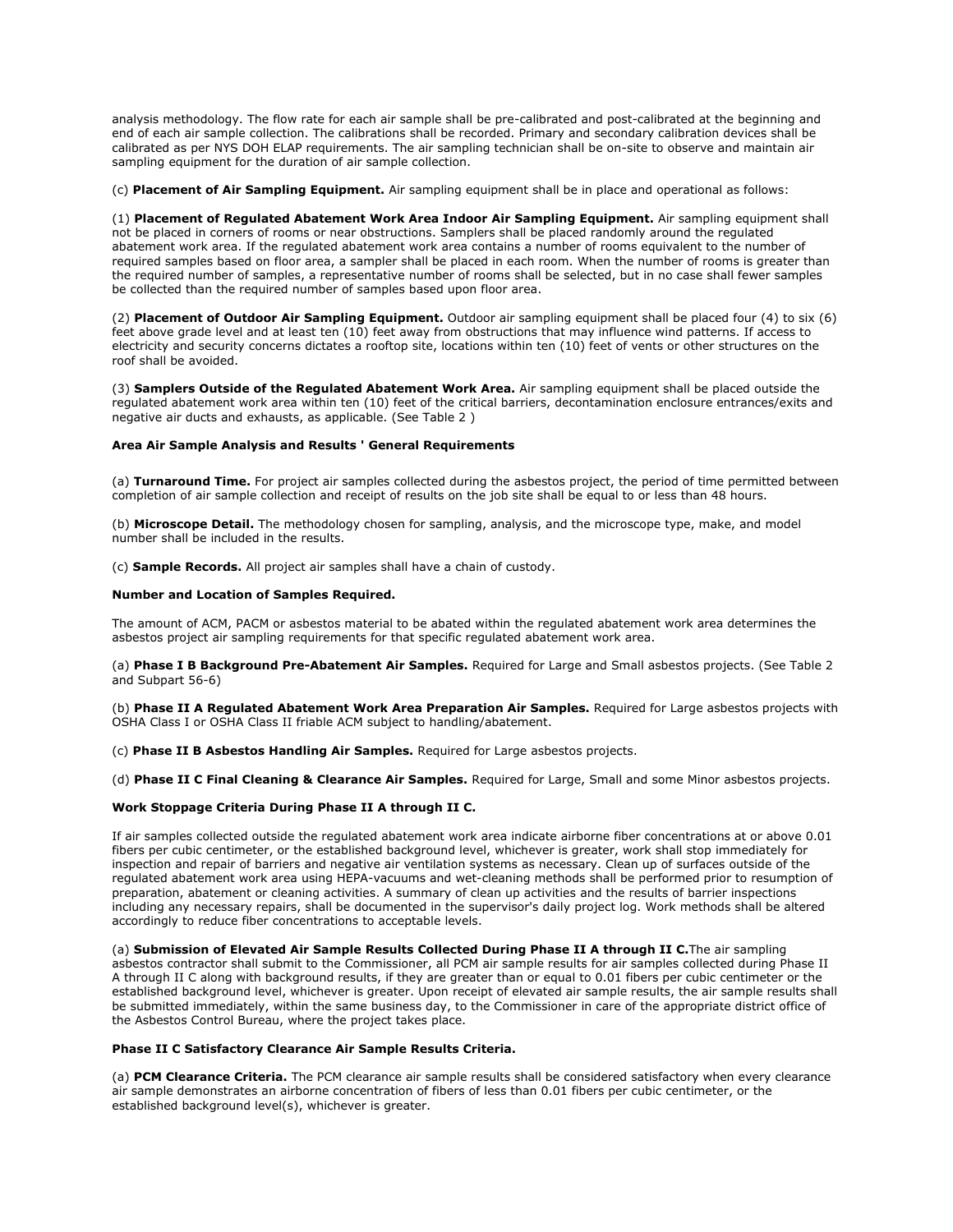analysis methodology. The flow rate for each air sample shall be pre-calibrated and post-calibrated at the beginning and end of each air sample collection. The calibrations shall be recorded. Primary and secondary calibration devices shall be calibrated as per NYS DOH ELAP requirements. The air sampling technician shall be on-site to observe and maintain air sampling equipment for the duration of air sample collection.

(c) **Placement of Air Sampling Equipment.** Air sampling equipment shall be in place and operational as follows:

(1) **Placement of Regulated Abatement Work Area Indoor Air Sampling Equipment.** Air sampling equipment shall not be placed in corners of rooms or near obstructions. Samplers shall be placed randomly around the regulated abatement work area. If the regulated abatement work area contains a number of rooms equivalent to the number of required samples based on floor area, a sampler shall be placed in each room. When the number of rooms is greater than the required number of samples, a representative number of rooms shall be selected, but in no case shall fewer samples be collected than the required number of samples based upon floor area.

(2) **Placement of Outdoor Air Sampling Equipment.** Outdoor air sampling equipment shall be placed four (4) to six (6) feet above grade level and at least ten (10) feet away from obstructions that may influence wind patterns. If access to electricity and security concerns dictates a rooftop site, locations within ten (10) feet of vents or other structures on the roof shall be avoided.

(3) **Samplers Outside of the Regulated Abatement Work Area.** Air sampling equipment shall be placed outside the regulated abatement work area within ten (10) feet of the critical barriers, decontamination enclosure entrances/exits and negative air ducts and exhausts, as applicable. (See Table 2 )

**Area Air Sample Analysis and Results ' General Requirements**

(a) **Turnaround Time.** For project air samples collected during the asbestos project, the period of time permitted between completion of air sample collection and receipt of results on the job site shall be equal to or less than 48 hours.

(b) **Microscope Detail.** The methodology chosen for sampling, analysis, and the microscope type, make, and model number shall be included in the results.

(c) **Sample Records.** All project air samples shall have a chain of custody.

**Number and Location of Samples Required.**

The amount of ACM, PACM or asbestos material to be abated within the regulated abatement work area determines the asbestos project air sampling requirements for that specific regulated abatement work area.

(a) **Phase I B Background Pre-Abatement Air Samples.** Required for Large and Small asbestos projects. (See Table 2 and Subpart 56-6)

(b) **Phase II A Regulated Abatement Work Area Preparation Air Samples.** Required for Large asbestos projects with OSHA Class I or OSHA Class II friable ACM subject to handling/abatement.

(c) **Phase II B Asbestos Handling Air Samples.** Required for Large asbestos projects.

(d) **Phase II C Final Cleaning & Clearance Air Samples.** Required for Large, Small and some Minor asbestos projects.

**Work Stoppage Criteria During Phase II A through II C.**

If air samples collected outside the regulated abatement work area indicate airborne fiber concentrations at or above 0.01 fibers per cubic centimeter, or the established background level, whichever is greater, work shall stop immediately for inspection and repair of barriers and negative air ventilation systems as necessary. Clean up of surfaces outside of the regulated abatement work area using HEPA-vacuums and wet-cleaning methods shall be performed prior to resumption of preparation, abatement or cleaning activities. A summary of clean up activities and the results of barrier inspections including any necessary repairs, shall be documented in the supervisor's daily project log. Work methods shall be altered accordingly to reduce fiber concentrations to acceptable levels.

(a) **Submission of Elevated Air Sample Results Collected During Phase II A through II C.** The air sampling asbestos contractor shall submit to the Commissioner, all PCM air sample results for air samples collected during Phase II A through II C along with background results, if they are greater than or equal to 0.01 fibers per cubic centimeter or the established background level, whichever is greater. Upon receipt of elevated air sample results, the air sample results shall be submitted immediately, within the same business day, to the Commissioner in care of the appropriate district office of the Asbestos Control Bureau, where the project takes place.

**Phase II C Satisfactory Clearance Air Sample Results Criteria.**

(a) **PCM Clearance Criteria.** The PCM clearance air sample results shall be considered satisfactory when every clearance air sample demonstrates an airborne concentration of fibers of less than 0.01 fibers per cubic centimeter, or the established background level(s), whichever is greater.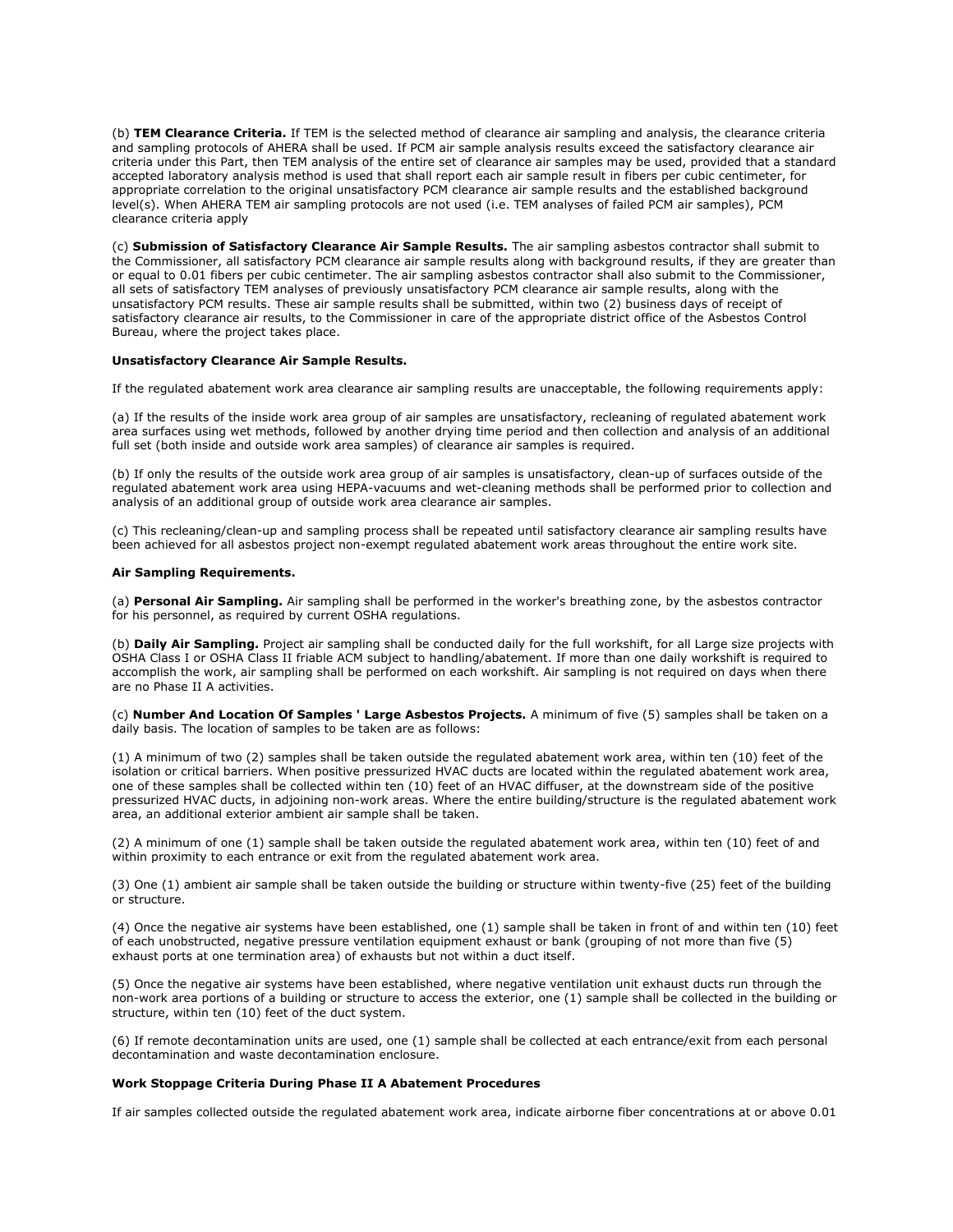(b) **TEM Clearance Criteria.** If TEM is the selected method of clearance air sampling and analysis, the clearance criteria and sampling protocols of AHERA shall be used. If PCM air sample analysis results exceed the satisfactory clearance air criteria under this Part, then TEM analysis of the entire set of clearance air samples may be used, provided that a standard accepted laboratory analysis method is used that shall report each air sample result in fibers per cubic centimeter, for appropriate correlation to the original unsatisfactory PCM clearance air sample results and the established background level(s). When AHERA TEM air sampling protocols are not used (i.e. TEM analyses of failed PCM air samples), PCM clearance criteria apply

(c) **Submission of Satisfactory Clearance Air Sample Results.** The air sampling asbestos contractor shall submit to the Commissioner, all satisfactory PCM clearance air sample results along with background results, if they are greater than or equal to 0.01 fibers per cubic centimeter. The air sampling asbestos contractor shall also submit to the Commissioner, all sets of satisfactory TEM analyses of previously unsatisfactory PCM clearance air sample results, along with the unsatisfactory PCM results. These air sample results shall be submitted, within two (2) business days of receipt of satisfactory clearance air results, to the Commissioner in care of the appropriate district office of the Asbestos Control Bureau, where the project takes place.

**Unsatisfactory Clearance Air Sample Results.**

If the regulated abatement work area clearance air sampling results are unacceptable, the following requirements apply:

(a) If the results of the inside work area group of air samples are unsatisfactory, recleaning of regulated abatement work area surfaces using wet methods, followed by another drying time period and then collection and analysis of an additional full set (both inside and outside work area samples) of clearance air samples is required.

(b) If only the results of the outside work area group of air samples is unsatisfactory, clean-up of surfaces outside of the regulated abatement work area using HEPA-vacuums and wet-cleaning methods shall be performed prior to collection and analysis of an additional group of outside work area clearance air samples.

(c) This recleaning/clean-up and sampling process shall be repeated until satisfactory clearance air sampling results have been achieved for all asbestos project non-exempt regulated abatement work areas throughout the entire work site.

**Air Sampling Requirements.**

(a) **Personal Air Sampling.** Air sampling shall be performed in the worker's breathing zone, by the asbestos contractor for his personnel, as required by current OSHA regulations.

(b) **Daily Air Sampling.** Project air sampling shall be conducted daily for the full workshift, for all Large size projects with OSHA Class I or OSHA Class II friable ACM subject to handling/abatement. If more than one daily workshift is required to accomplish the work, air sampling shall be performed on each workshift. Air sampling is not required on days when there are no Phase II A activities.

(c) **Number And Location Of Samples ' Large Asbestos Projects.** A minimum of five (5) samples shall be taken on a daily basis. The location of samples to be taken are as follows:

(1) A minimum of two (2) samples shall be taken outside the regulated abatement work area, within ten (10) feet of the isolation or critical barriers. When positive pressurized HVAC ducts are located within the regulated abatement work area, one of these samples shall be collected within ten (10) feet of an HVAC diffuser, at the downstream side of the positive pressurized HVAC ducts, in adjoining non-work areas. Where the entire building/structure is the regulated abatement work area, an additional exterior ambient air sample shall be taken.

(2) A minimum of one (1) sample shall be taken outside the regulated abatement work area, within ten (10) feet of and within proximity to each entrance or exit from the regulated abatement work area.

(3) One (1) ambient air sample shall be taken outside the building or structure within twenty-five (25) feet of the building or structure.

(4) Once the negative air systems have been established, one (1) sample shall be taken in front of and within ten (10) feet of each unobstructed, negative pressure ventilation equipment exhaust or bank (grouping of not more than five (5) exhaust ports at one termination area) of exhausts but not within a duct itself.

(5) Once the negative air systems have been established, where negative ventilation unit exhaust ducts run through the non-work area portions of a building or structure to access the exterior, one (1) sample shall be collected in the building or structure, within ten (10) feet of the duct system.

(6) If remote decontamination units are used, one (1) sample shall be collected at each entrance/exit from each personal decontamination and waste decontamination enclosure.

**Work Stoppage Criteria During Phase II A Abatement Procedures**

If air samples collected outside the regulated abatement work area, indicate airborne fiber concentrations at or above 0.01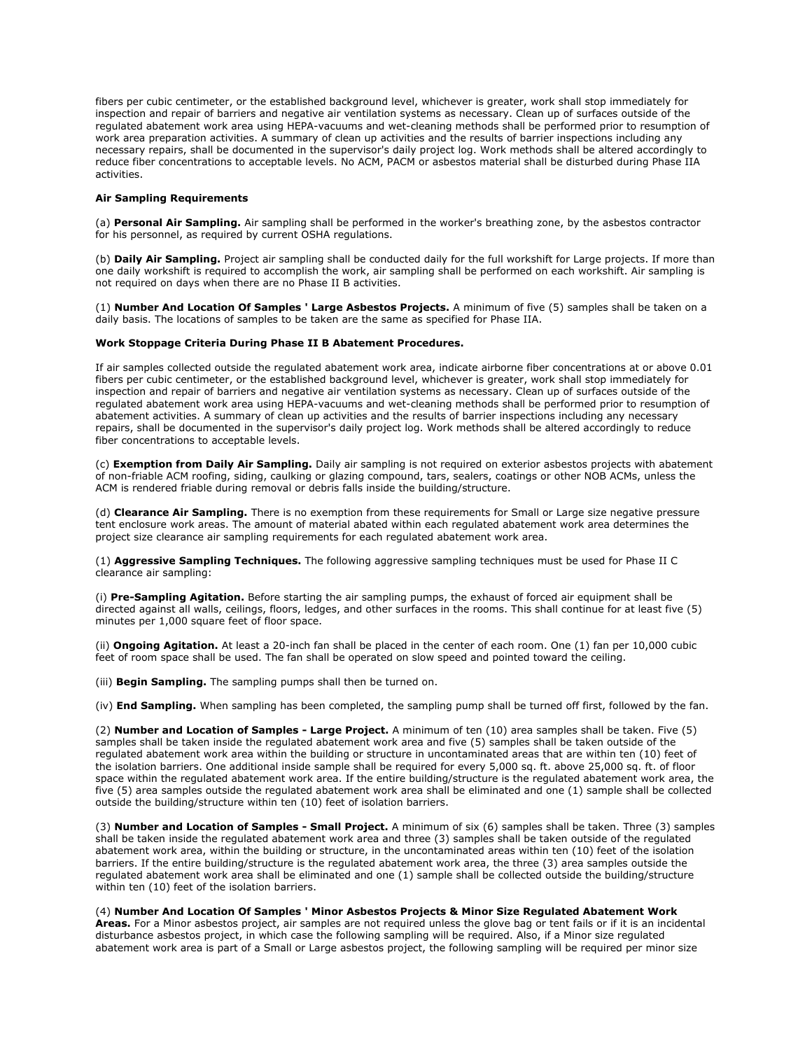fibers per cubic centimeter, or the established background level, whichever is greater, work shall stop immediately for inspection and repair of barriers and negative air ventilation systems as necessary. Clean up of surfaces outside of the regulated abatement work area using HEPA-vacuums and wet-cleaning methods shall be performed prior to resumption of work area preparation activities. A summary of clean up activities and the results of barrier inspections including any necessary repairs, shall be documented in the supervisor's daily project log. Work methods shall be altered accordingly to reduce fiber concentrations to acceptable levels. No ACM, PACM or asbestos material shall be disturbed during Phase IIA activities.

**Air Sampling Requirements**

(a) **Personal Air Sampling.** Air sampling shall be performed in the worker's breathing zone, by the asbestos contractor for his personnel, as required by current OSHA regulations.

(b) **Daily Air Sampling.** Project air sampling shall be conducted daily for the full workshift for Large projects. If more than one daily workshift is required to accomplish the work, air sampling shall be performed on each workshift. Air sampling is not required on days when there are no Phase II B activities.

(1) **Number And Location Of Samples ' Large Asbestos Projects.** A minimum of five (5) samples shall be taken on a daily basis. The locations of samples to be taken are the same as specified for Phase IIA.

**Work Stoppage Criteria During Phase II B Abatement Procedures.**

If air samples collected outside the regulated abatement work area, indicate airborne fiber concentrations at or above 0.01 fibers per cubic centimeter, or the established background level, whichever is greater, work shall stop immediately for inspection and repair of barriers and negative air ventilation systems as necessary. Clean up of surfaces outside of the regulated abatement work area using HEPA-vacuums and wet-cleaning methods shall be performed prior to resumption of abatement activities. A summary of clean up activities and the results of barrier inspections including any necessary repairs, shall be documented in the supervisor's daily project log. Work methods shall be altered accordingly to reduce fiber concentrations to acceptable levels.

(c) **Exemption from Daily Air Sampling.** Daily air sampling is not required on exterior asbestos projects with abatement of non-friable ACM roofing, siding, caulking or glazing compound, tars, sealers, coatings or other NOB ACMs, unless the ACM is rendered friable during removal or debris falls inside the building/structure.

(d) **Clearance Air Sampling.** There is no exemption from these requirements for Small or Large size negative pressure tent enclosure work areas. The amount of material abated within each regulated abatement work area determines the project size clearance air sampling requirements for each regulated abatement work area.

(1) **Aggressive Sampling Techniques.** The following aggressive sampling techniques must be used for Phase II C clearance air sampling:

(i) **Pre-Sampling Agitation.** Before starting the air sampling pumps, the exhaust of forced air equipment shall be directed against all walls, ceilings, floors, ledges, and other surfaces in the rooms. This shall continue for at least five (5) minutes per 1,000 square feet of floor space.

(ii) **Ongoing Agitation.** At least a 20-inch fan shall be placed in the center of each room. One (1) fan per 10,000 cubic feet of room space shall be used. The fan shall be operated on slow speed and pointed toward the ceiling.

(iii) **Begin Sampling.** The sampling pumps shall then be turned on.

(iv) **End Sampling.** When sampling has been completed, the sampling pump shall be turned off first, followed by the fan.

(2) **Number and Location of Samples - Large Project.** A minimum of ten (10) area samples shall be taken. Five (5) samples shall be taken inside the regulated abatement work area and five (5) samples shall be taken outside of the regulated abatement work area within the building or structure in uncontaminated areas that are within ten (10) feet of the isolation barriers. One additional inside sample shall be required for every 5,000 sq. ft. above 25,000 sq. ft. of floor space within the regulated abatement work area. If the entire building/structure is the regulated abatement work area, the five (5) area samples outside the regulated abatement work area shall be eliminated and one (1) sample shall be collected outside the building/structure within ten (10) feet of isolation barriers.

(3) **Number and Location of Samples - Small Project.** A minimum of six (6) samples shall be taken. Three (3) samples shall be taken inside the regulated abatement work area and three (3) samples shall be taken outside of the regulated abatement work area, within the building or structure, in the uncontaminated areas within ten (10) feet of the isolation barriers. If the entire building/structure is the regulated abatement work area, the three (3) area samples outside the regulated abatement work area shall be eliminated and one (1) sample shall be collected outside the building/structure within ten (10) feet of the isolation barriers.

(4) **Number And Location Of Samples ' Minor Asbestos Projects & Minor Size Regulated Abatement Work Areas.** For a Minor asbestos project, air samples are not required unless the glove bag or tent fails or if it is an incidental disturbance asbestos project, in which case the following sampling will be required. Also, if a Minor size regulated abatement work area is part of a Small or Large asbestos project, the following sampling will be required per minor size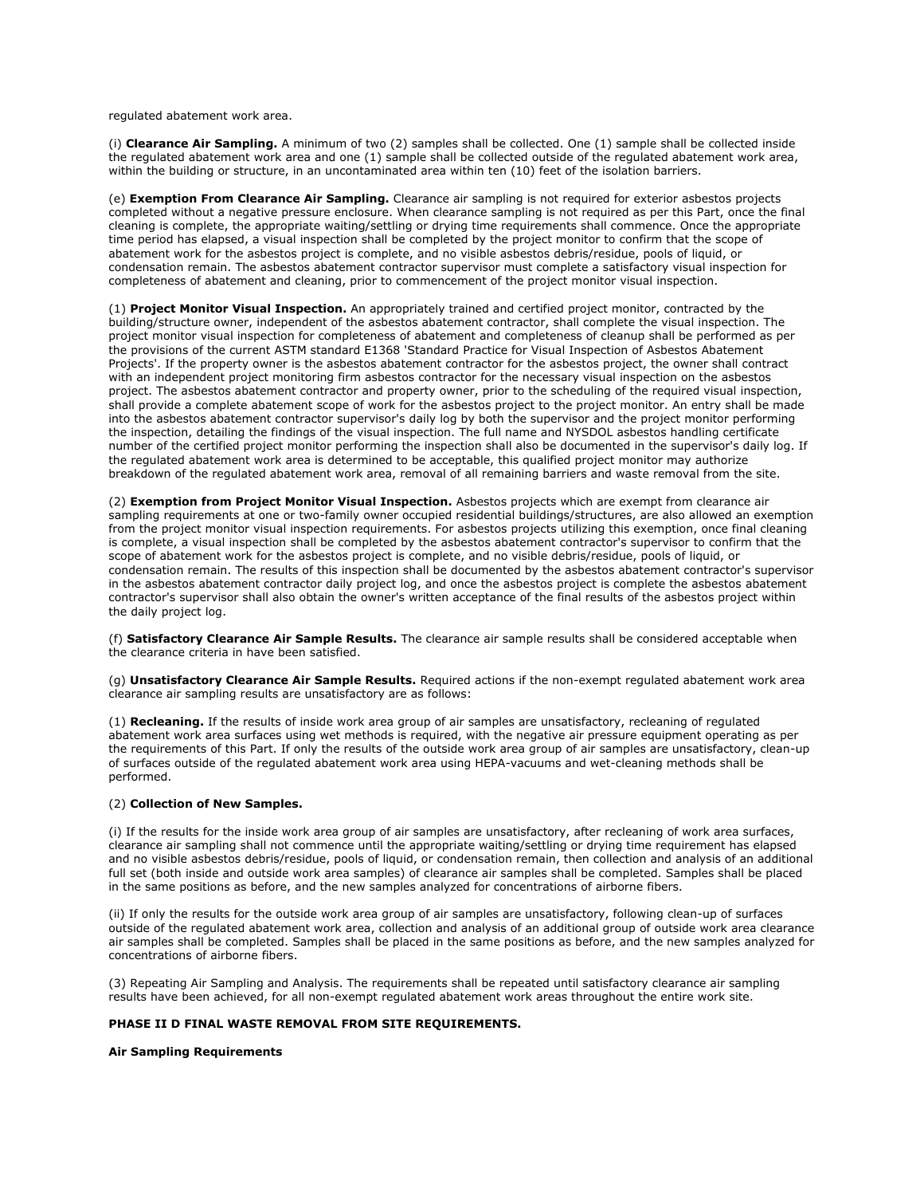regulated abatement work area.

(i) **Clearance Air Sampling.** A minimum of two (2) samples shall be collected. One (1) sample shall be collected inside the regulated abatement work area and one (1) sample shall be collected outside of the regulated abatement work area, within the building or structure, in an uncontaminated area within ten (10) feet of the isolation barriers.

(e) **Exemption From Clearance Air Sampling.** Clearance air sampling is not required for exterior asbestos projects completed without a negative pressure enclosure. When clearance sampling is not required as per this Part, once the final cleaning is complete, the appropriate waiting/settling or drying time requirements shall commence. Once the appropriate time period has elapsed, a visual inspection shall be completed by the project monitor to confirm that the scope of abatement work for the asbestos project is complete, and no visible asbestos debris/residue, pools of liquid, or condensation remain. The asbestos abatement contractor supervisor must complete a satisfactory visual inspection for completeness of abatement and cleaning, prior to commencement of the project monitor visual inspection.

(1) **Project Monitor Visual Inspection.** An appropriately trained and certified project monitor, contracted by the building/structure owner, independent of the asbestos abatement contractor, shall complete the visual inspection. The project monitor visual inspection for completeness of abatement and completeness of cleanup shall be performed as per the provisions of the current ASTM standard E1368 'Standard Practice for Visual Inspection of Asbestos Abatement Projects'. If the property owner is the asbestos abatement contractor for the asbestos project, the owner shall contract with an independent project monitoring firm asbestos contractor for the necessary visual inspection on the asbestos project. The asbestos abatement contractor and property owner, prior to the scheduling of the required visual inspection, shall provide a complete abatement scope of work for the asbestos project to the project monitor. An entry shall be made into the asbestos abatement contractor supervisor's daily log by both the supervisor and the project monitor performing the inspection, detailing the findings of the visual inspection. The full name and NYSDOL asbestos handling certificate number of the certified project monitor performing the inspection shall also be documented in the supervisor's daily log. If the regulated abatement work area is determined to be acceptable, this qualified project monitor may authorize breakdown of the regulated abatement work area, removal of all remaining barriers and waste removal from the site.

(2) **Exemption from Project Monitor Visual Inspection.** Asbestos projects which are exempt from clearance air sampling requirements at one or two-family owner occupied residential buildings/structures, are also allowed an exemption from the project monitor visual inspection requirements. For asbestos projects utilizing this exemption, once final cleaning is complete, a visual inspection shall be completed by the asbestos abatement contractor's supervisor to confirm that the scope of abatement work for the asbestos project is complete, and no visible debris/residue, pools of liquid, or condensation remain. The results of this inspection shall be documented by the asbestos abatement contractor's supervisor in the asbestos abatement contractor daily project log, and once the asbestos project is complete the asbestos abatement contractor's supervisor shall also obtain the owner's written acceptance of the final results of the asbestos project within the daily project log.

(f) **Satisfactory Clearance Air Sample Results.** The clearance air sample results shall be considered acceptable when the clearance criteria in have been satisfied.

(g) **Unsatisfactory Clearance Air Sample Results.** Required actions if the non-exempt regulated abatement work area clearance air sampling results are unsatisfactory are as follows:

(1) **Recleaning.** If the results of inside work area group of air samples are unsatisfactory, recleaning of regulated abatement work area surfaces using wet methods is required, with the negative air pressure equipment operating as per the requirements of this Part. If only the results of the outside work area group of air samples are unsatisfactory, clean-up of surfaces outside of the regulated abatement work area using HEPA-vacuums and wet-cleaning methods shall be performed.

(2) **Collection of New Samples.**

(i) If the results for the inside work area group of air samples are unsatisfactory, after recleaning of work area surfaces, clearance air sampling shall not commence until the appropriate waiting/settling or drying time requirement has elapsed and no visible asbestos debris/residue, pools of liquid, or condensation remain, then collection and analysis of an additional full set (both inside and outside work area samples) of clearance air samples shall be completed. Samples shall be placed in the same positions as before, and the new samples analyzed for concentrations of airborne fibers.

(ii) If only the results for the outside work area group of air samples are unsatisfactory, following clean-up of surfaces outside of the regulated abatement work area, collection and analysis of an additional group of outside work area clearance air samples shall be completed. Samples shall be placed in the same positions as before, and the new samples analyzed for concentrations of airborne fibers.

(3) Repeating Air Sampling and Analysis. The requirements shall be repeated until satisfactory clearance air sampling results have been achieved, for all non-exempt regulated abatement work areas throughout the entire work site.

**PHASE II D FINAL WASTE REMOVAL FROM SITE REQUIREMENTS.**

**Air Sampling Requirements**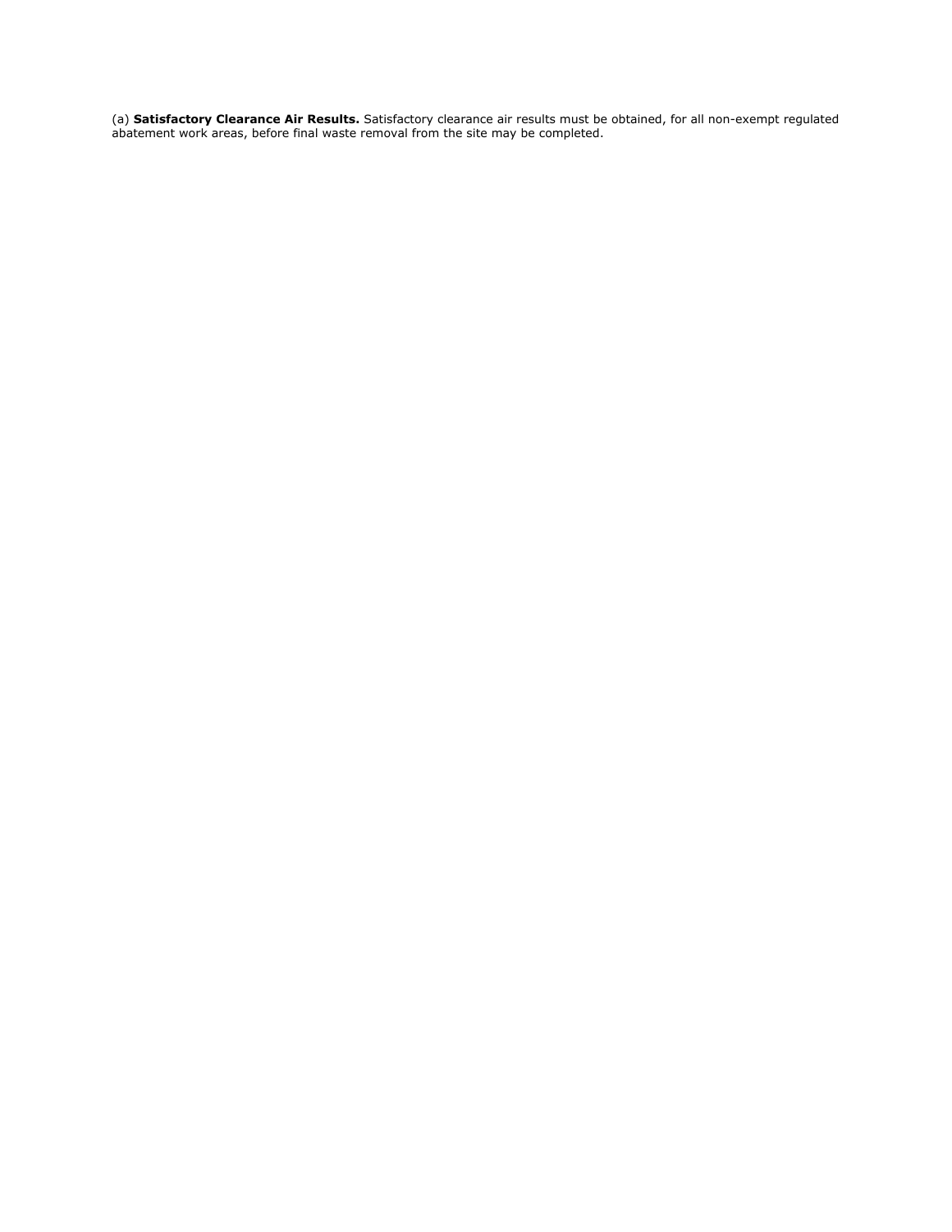(a) **Satisfactory Clearance Air Results.** Satisfactory clearance air results must be obtained, for all non-exempt regulated abatement work areas, before final waste removal from the site may be completed.